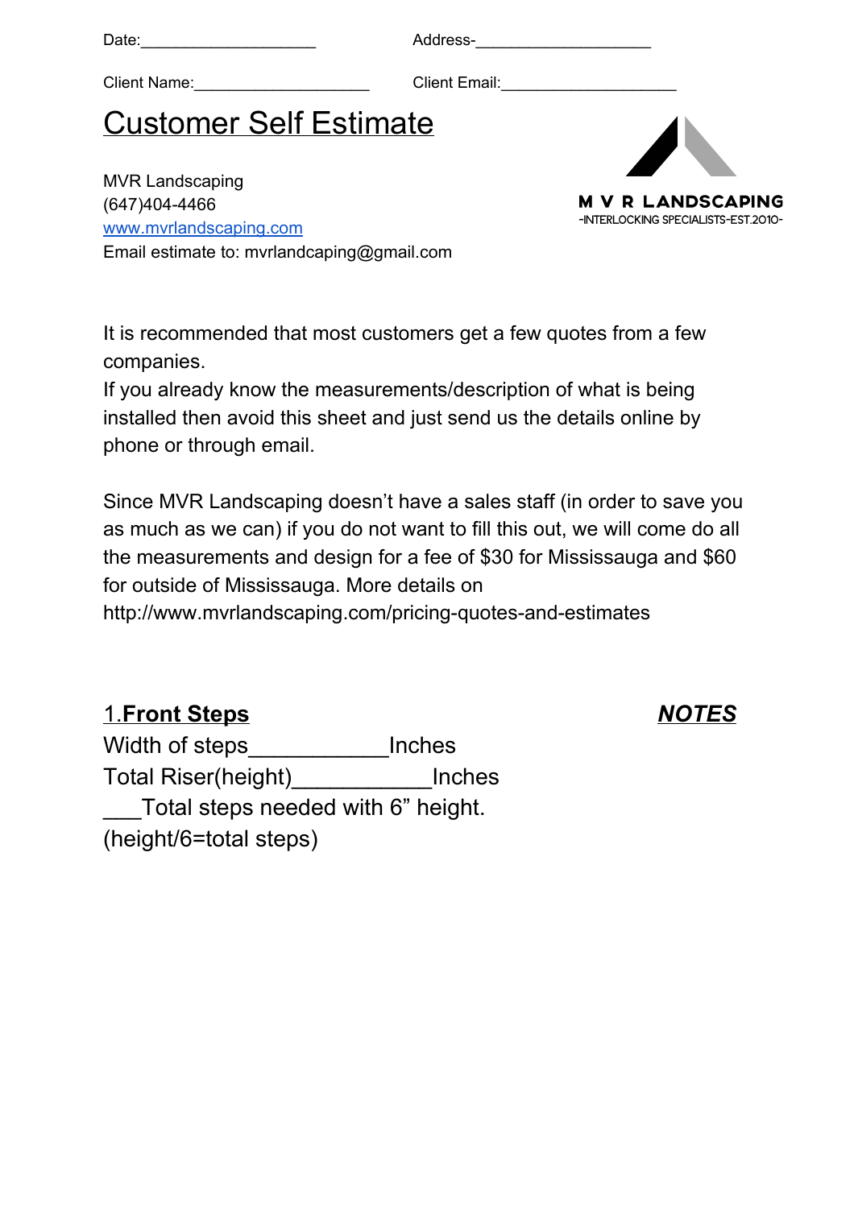Date:____________________ Address-____________________

Client Name:____________________ Client Email:____________________

# Customer Self Estimate

MVR Landscaping
(647)404-4466
www.mvrlandscaping.com
Email estimate to: mvrlandcaping@gmail.com

M V R LANDSCAPING
-INTERLOCKING SPECIALISTS-EST.2010-

It is recommended that most customers get a few quotes from a few companies.
If you already know the measurements/description of what is being installed then avoid this sheet and just send us the details online by phone or through email.

Since MVR Landscaping doesn't have a sales staff (in order to save you as much as we can) if you do not want to fill this out, we will come do all the measurements and design for a fee of $30 for Mississauga and $60 for outside of Mississauga. More details on http://www.mvrlandscaping.com/pricing-quotes-and-estimates

## 1.**Front Steps**

***NOTES***

Width of steps___________Inches
Total Riser(height)___________Inches
___Total steps needed with 6" height.
(height/6=total steps)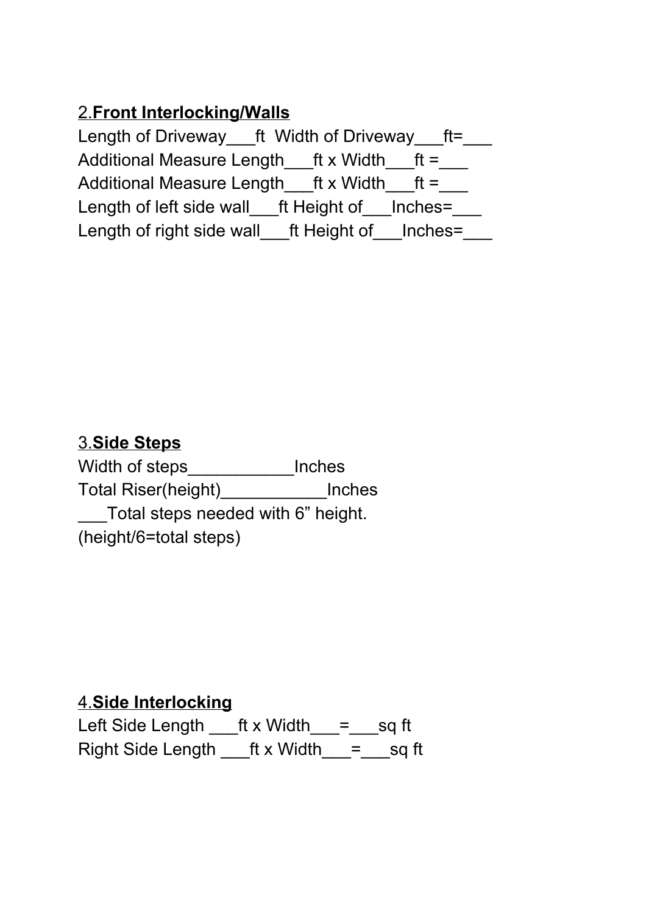2.**<u>Front Interlocking/Walls</u>**

Length of Driveway___ft  Width of Driveway___ft=___

Additional Measure Length___ft x Width___ft =___

Additional Measure Length___ft x Width___ft =___

Length of left side wall___ft Height of___Inches=___

Length of right side wall___ft Height of___Inches=___

3.**<u>Side Steps</u>**

Width of steps___________Inches

Total Riser(height)___________Inches

___Total steps needed with 6” height.

(height/6=total steps)

4.**<u>Side Interlocking</u>**

Left Side Length ___ft x Width___=___sq ft

Right Side Length ___ft x Width___=___sq ft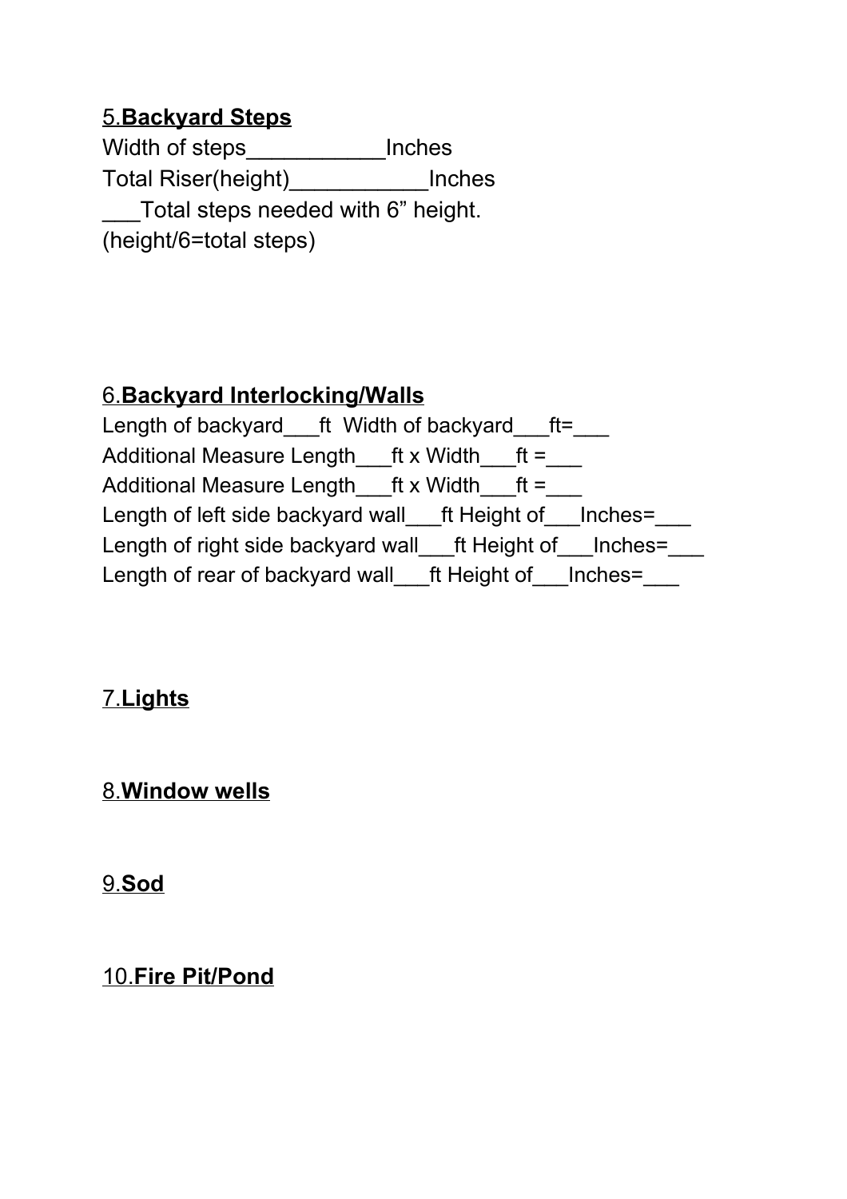## 5. **Backyard Steps**

Width of steps___________Inches
Total Riser(height)___________Inches
___Total steps needed with 6" height.
(height/6=total steps)

## 6. **Backyard Interlocking/Walls**

Length of backyard___ft  Width of backyard___ft=___
Additional Measure Length___ft x Width___ft =___
Additional Measure Length___ft x Width___ft =___
Length of left side backyard wall___ft Height of___Inches=___
Length of right side backyard wall___ft Height of___Inches=___
Length of rear of backyard wall___ft Height of___Inches=___

## 7. **Lights**

## 8. **Window wells**

## 9. **Sod**

## 10. **Fire Pit/Pond**